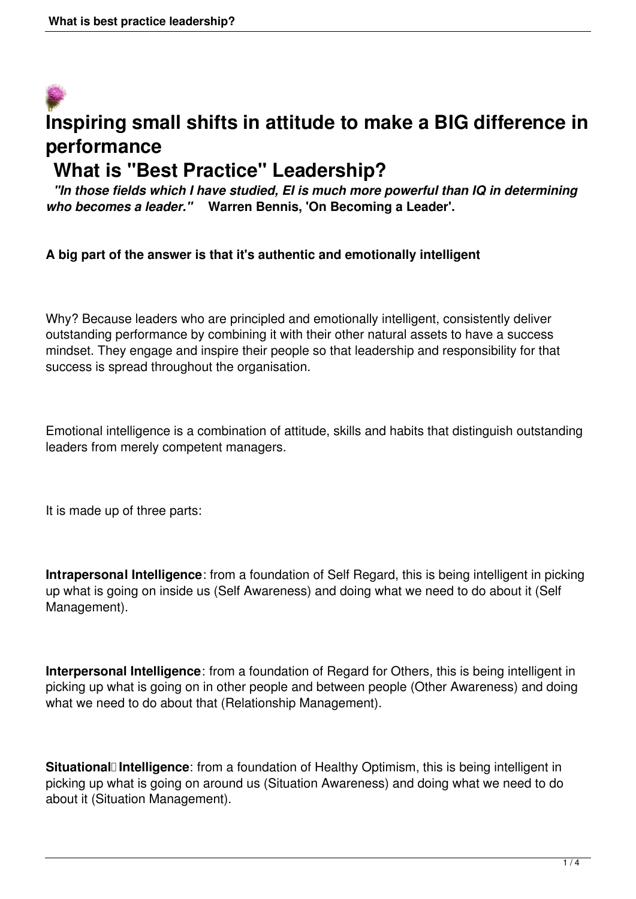# Inspiring small shifts in attitude to make a BIG difference in performance

## What is "Best Practice" Leadership?

***"In those fields which I have studied, EI is much more powerful than IQ in determining who becomes a leader."*** **Warren Bennis, 'On Becoming a Leader'.**

**A big part of the answer is that it's authentic and emotionally intelligent**

Why? Because leaders who are principled and emotionally intelligent, consistently deliver outstanding performance by combining it with their other natural assets to have a success mindset. They engage and inspire their people so that leadership and responsibility for that success is spread throughout the organisation.

Emotional intelligence is a combination of attitude, skills and habits that distinguish outstanding leaders from merely competent managers.

It is made up of three parts:

**Intrapersonal Intelligence**: from a foundation of Self Regard, this is being intelligent in picking up what is going on inside us (Self Awareness) and doing what we need to do about it (Self Management).

**Interpersonal Intelligence**: from a foundation of Regard for Others, this is being intelligent in picking up what is going on in other people and between people (Other Awareness) and doing what we need to do about that (Relationship Management).

**Situational Intelligence**: from a foundation of Healthy Optimism, this is being intelligent in picking up what is going on around us (Situation Awareness) and doing what we need to do about it (Situation Management).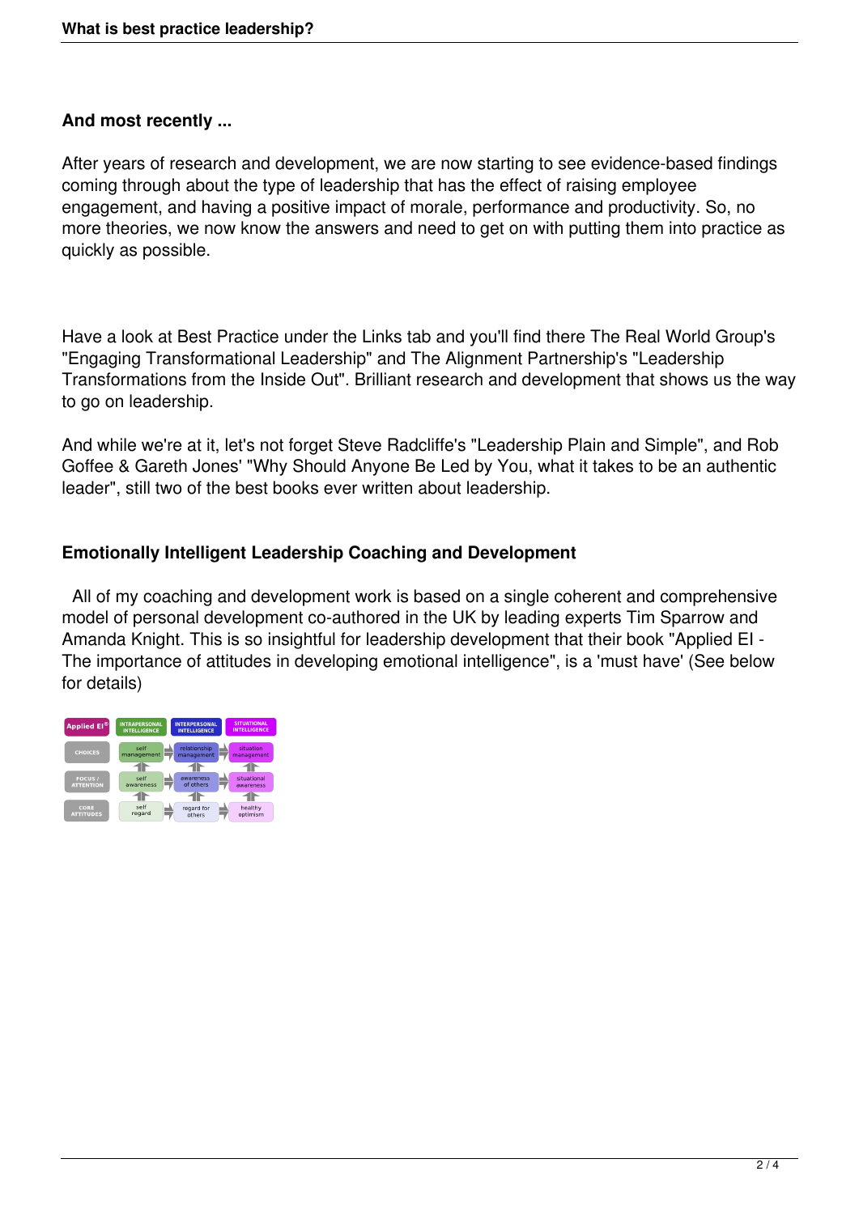### And most recently ...

After years of research and development, we are now starting to see evidence-based findings coming through about the type of leadership that has the effect of raising employee engagement, and having a positive impact of morale, performance and productivity. So, no more theories, we now know the answers and need to get on with putting them into practice as quickly as possible.

Have a look at Best Practice under the Links tab and you'll find there The Real World Group's "Engaging Transformational Leadership" and The Alignment Partnership's "Leadership Transformations from the Inside Out". Brilliant research and development that shows us the way to go on leadership.

And while we're at it, let's not forget Steve Radcliffe's "Leadership Plain and Simple", and Rob Goffee & Gareth Jones' "Why Should Anyone Be Led by You, what it takes to be an authentic leader", still two of the best books ever written about leadership.

### Emotionally Intelligent Leadership Coaching and Development

All of my coaching and development work is based on a single coherent and comprehensive model of personal development co-authored in the UK by leading experts Tim Sparrow and Amanda Knight. This is so insightful for leadership development that their book "Applied EI - The importance of attitudes in developing emotional intelligence", is a 'must have' (See below for details)

| Applied EI® | INTRAPERSONAL INTELLIGENCE | INTERPERSONAL INTELLIGENCE | SITUATIONAL INTELLIGENCE |
|---|---|---|---|
| CHOICES | self management | relationship management | situation management |
| FOCUS / ATTENTION | self awareness | awareness of others | situational awareness |
| CORE ATTITUDES | self regard | regard for others | healthy optimism |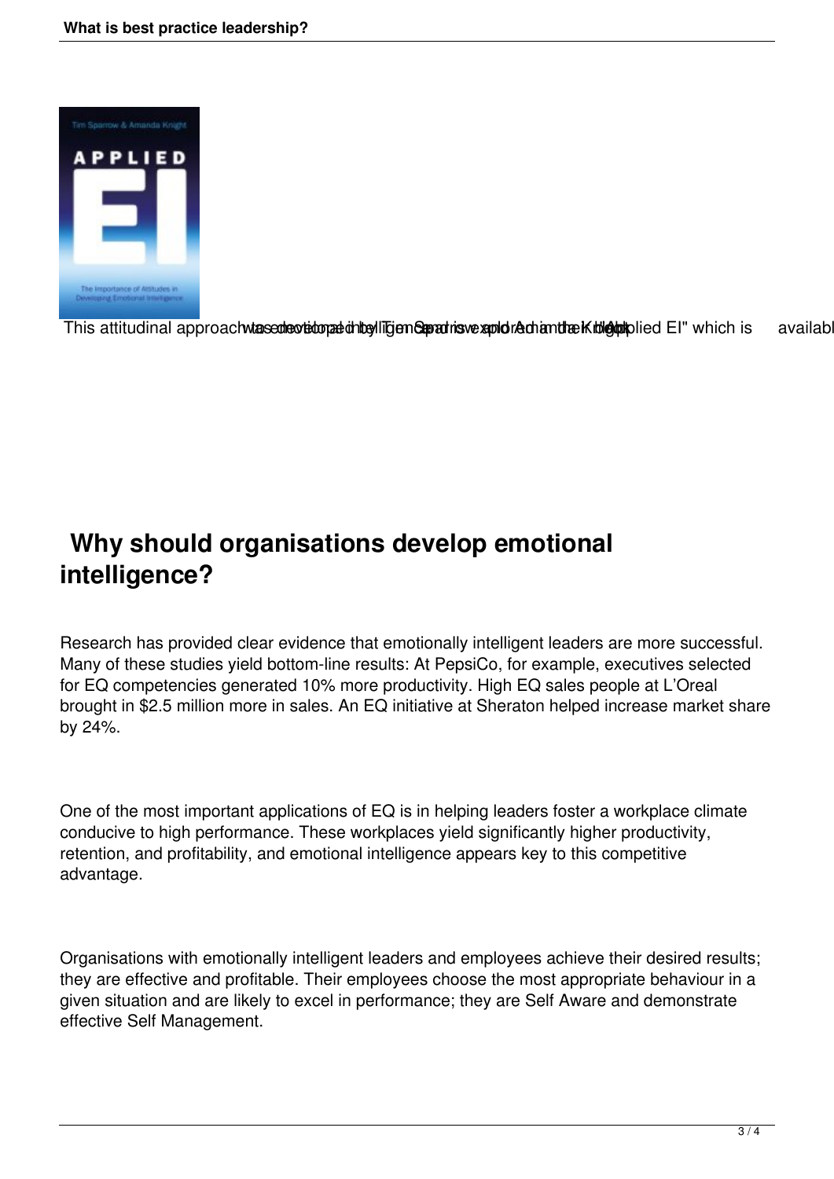This attitudinal approach to emotional intelligence was developed by Tim Sparrow and Amanda Knight and is explored in the book "Applied EI" which is availabl

## Why should organisations develop emotional intelligence?

Research has provided clear evidence that emotionally intelligent leaders are more successful. Many of these studies yield bottom-line results: At PepsiCo, for example, executives selected for EQ competencies generated 10% more productivity. High EQ sales people at L'Oreal brought in $2.5 million more in sales. An EQ initiative at Sheraton helped increase market share by 24%.

One of the most important applications of EQ is in helping leaders foster a workplace climate conducive to high performance. These workplaces yield significantly higher productivity, retention, and profitability, and emotional intelligence appears key to this competitive advantage.

Organisations with emotionally intelligent leaders and employees achieve their desired results; they are effective and profitable. Their employees choose the most appropriate behaviour in a given situation and are likely to excel in performance; they are Self Aware and demonstrate effective Self Management.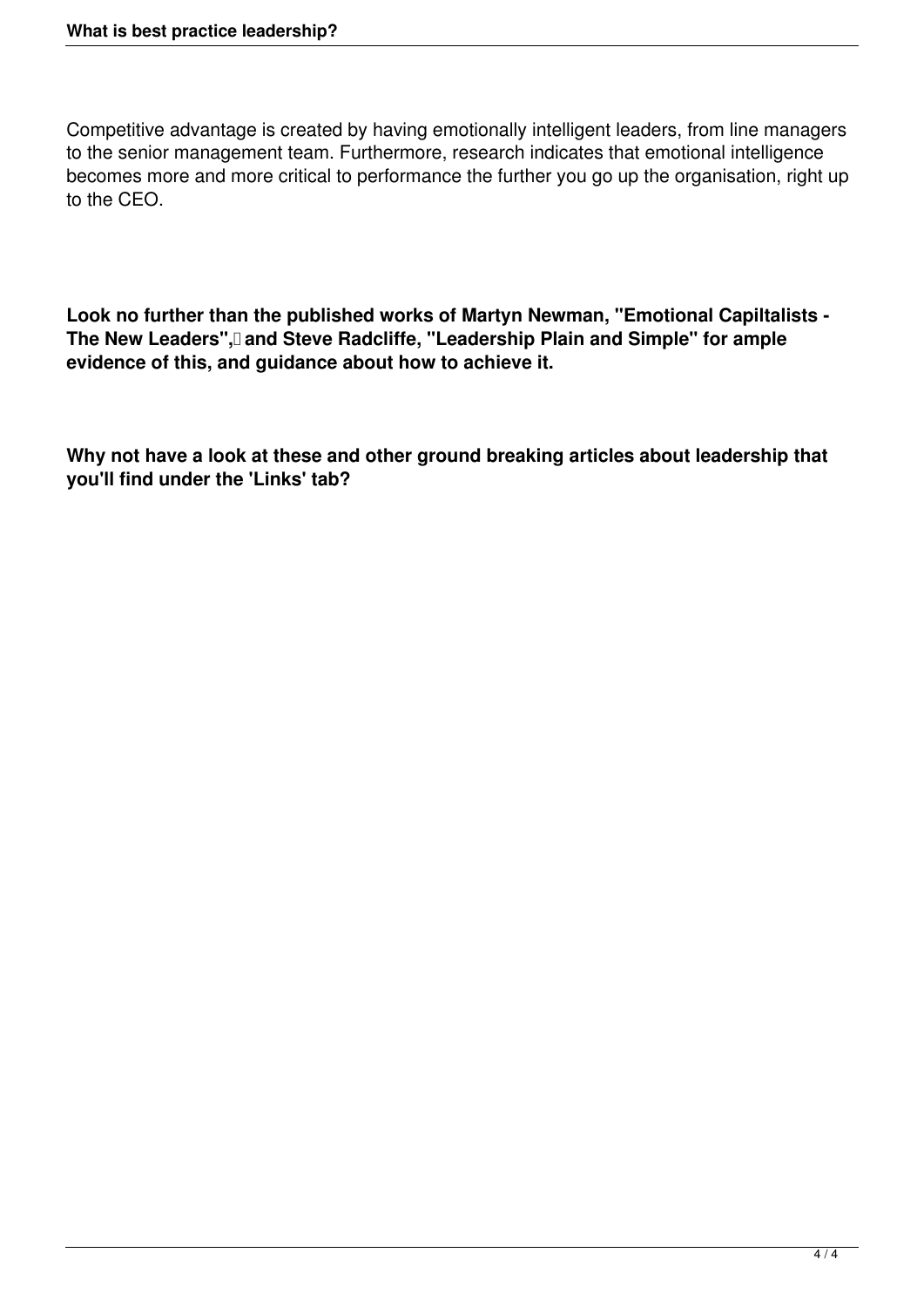Competitive advantage is created by having emotionally intelligent leaders, from line managers to the senior management team. Furthermore, research indicates that emotional intelligence becomes more and more critical to performance the further you go up the organisation, right up to the CEO.

**Look no further than the published works of Martyn Newman, "Emotional Capiltalists - The New Leaders", and Steve Radcliffe, "Leadership Plain and Simple" for ample evidence of this, and guidance about how to achieve it.**

**Why not have a look at these and other ground breaking articles about leadership that you'll find under the 'Links' tab?**